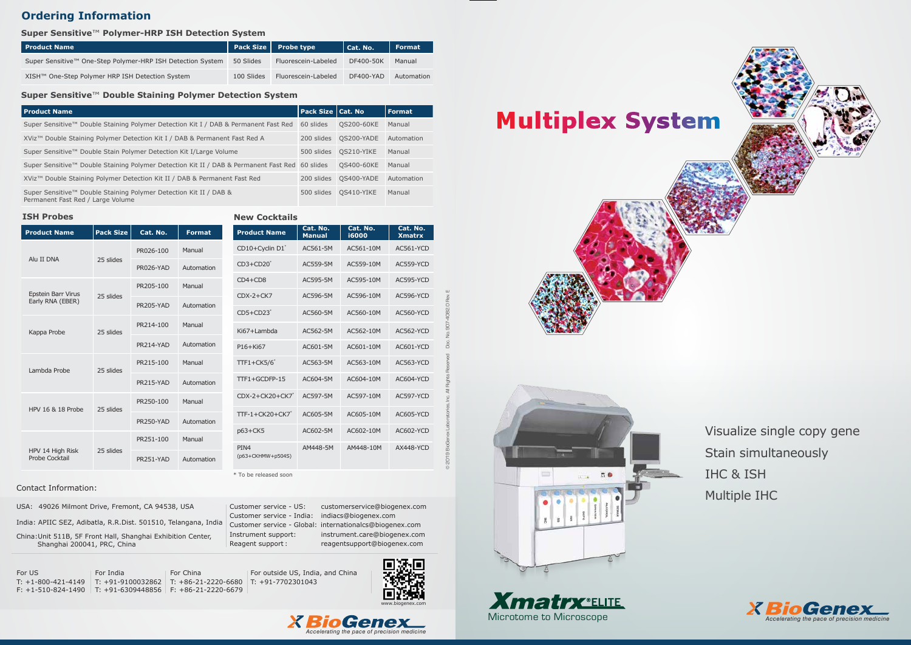# Ordering Information

### Super Sensitive™ Polymer-HRP ISH Detection System

| Product Name | Pack Size | Probe type | Cat. No. | Format |
|---|---|---|---|---|
| Super Sensitive™ One-Step Polymer-HRP ISH Detection System | 50 Slides | Fluorescein-Labeled | DF400-50K | Manual |
| XISH™ One-Step Polymer HRP ISH Detection System | 100 Slides | Fluorescein-Labeled | DF400-YAD | Automation |

### Super Sensitive™ Double Staining Polymer Detection System

| Product Name | Pack Size | Cat. No | Format |
|---|---|---|---|
| Super Sensitive™ Double Staining Polymer Detection Kit I / DAB & Permanent Fast Red | 60 slides | QS200-60KE | Manual |
| XViz™ Double Staining Polymer Detection Kit I / DAB & Permanent Fast Red A | 200 slides | QS200-YADE | Automation |
| Super Sensitive™ Double Stain Polymer Detection Kit I/Large Volume | 500 slides | QS210-YIKE | Manual |
| Super Sensitive™ Double Staining Polymer Detection Kit II / DAB & Permanent Fast Red | 60 slides | QS400-60KE | Manual |
| XViz™ Double Staining Polymer Detection Kit II / DAB & Permanent Fast Red | 200 slides | QS400-YADE | Automation |
| Super Sensitive™ Double Staining Polymer Detection Kit II / DAB & Permanent Fast Red / Large Volume | 500 slides | QS410-YIKE | Manual |

### ISH Probes

| Product Name | Pack Size | Cat. No. | Format |
|---|---|---|---|
| Alu II DNA | 25 slides | PR026-100 | Manual |
| | | PR026-YAD | Automation |
| Epstein Barr Virus Early RNA (EBER) | 25 slides | PR205-100 | Manual |
| | | PR205-YAD | Automation |
| Kappa Probe | 25 slides | PR214-100 | Manual |
| | | PR214-YAD | Automation |
| Lambda Probe | 25 slides | PR215-100 | Manual |
| | | PR215-YAD | Automation |
| HPV 16 & 18 Probe | 25 slides | PR250-100 | Manual |
| | | PR250-YAD | Automation |
| HPV 14 High Risk Probe Cocktail | 25 slides | PR251-100 | Manual |
| | | PR251-YAD | Automation |

### New Cocktails

| Product Name | Cat. No. Manual | Cat. No. i6000 | Cat. No. Xmatrx |
|---|---|---|---|
| CD10+Cyclin D1* | AC561-5M | AC561-10M | AC561-YCD |
| CD3+CD20* | AC559-5M | AC559-10M | AC559-YCD |
| CD4+CD8 | AC595-5M | AC595-10M | AC595-YCD |
| CDX-2+CK7 | AC596-5M | AC596-10M | AC596-YCD |
| CD5+CD23* | AC560-5M | AC560-10M | AC560-YCD |
| Ki67+Lambda | AC562-5M | AC562-10M | AC562-YCD |
| P16+Ki67 | AC601-5M | AC601-10M | AC601-YCD |
| TTF1+CK5/6* | AC563-5M | AC563-10M | AC563-YCD |
| TTF1+GCDFP-15 | AC604-5M | AC604-10M | AC604-YCD |
| CDX-2+CK20+CK7* | AC597-5M | AC597-10M | AC597-YCD |
| TTF-1+CK20+CK7* | AC605-5M | AC605-10M | AC605-YCD |
| p63+CK5 | AC602-5M | AC602-10M | AC602-YCD |
| PIN4 (p63+CKHMW+p504S) | AM448-5M | AM448-10M | AX448-YCD |

* To be released soon

Contact Information:

USA: 49026 Milmont Drive, Fremont, CA 94538, USA

India: APIIC SEZ, Adibatla, R.R.Dist. 501510, Telangana, India

China: Unit 511B, 5F Front Hall, Shanghai Exhibition Center, Shanghai 200041, PRC, China

Customer service - US: customerservice@biogenex.com
Customer service - India: indiacs@biogenex.com
Customer service - Global: internationalcs@biogenex.com
Instrument support: instrument.care@biogenex.com
Reagent support: reagentsupport@biogenex.com

For US
T: +1-800-421-4149
F: +1-510-824-1490

For India
T: +91-9100032862
T: +91-6309448856

For China
T: +86-21-2220-6680
F: +86-21-2220-6679

For outside US, India, and China
T: +91-7702301043

www.biogenex.com

BioGenex — Accelerating the pace of precision medicine

© 2019 BioGenex Laboratories, Inc. All Rights Reserved Doc. No. 907-4082-0 Rev. E

# Multiplex System

Visualize single copy gene
Stain simultaneously
IHC & ISH
Multiple IHC

Xmatrx® ELITE
Microtome to Microscope

BioGenex — Accelerating the pace of precision medicine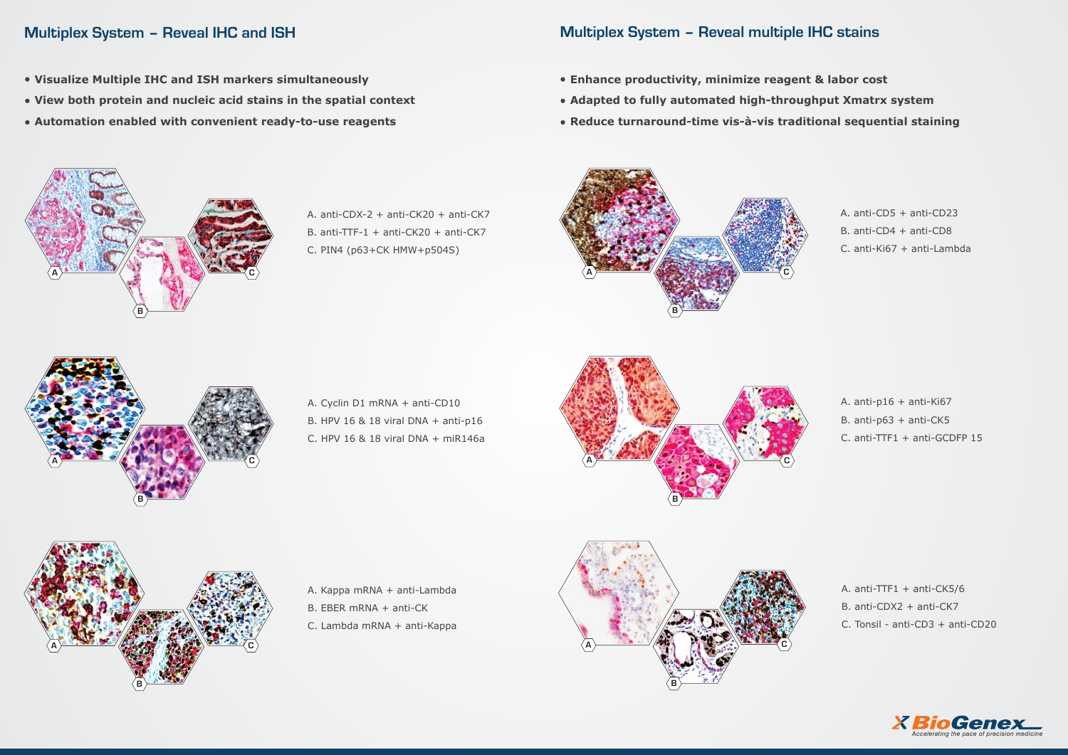## Multiplex System – Reveal IHC and ISH

- **Visualize Multiple IHC and ISH markers simultaneously**
- **View both protein and nucleic acid stains in the spatial context**
- **Automation enabled with convenient ready-to-use reagents**

A. anti-CDX-2 + anti-CK20 + anti-CK7
B. anti-TTF-1 + anti-CK20 + anti-CK7
C. PIN4 (p63+CK HMW+p504S)

A. Cyclin D1 mRNA + anti-CD10
B. HPV 16 & 18 viral DNA + anti-p16
C. HPV 16 & 18 viral DNA + miR146a

A. Kappa mRNA + anti-Lambda
B. EBER mRNA + anti-CK
C. Lambda mRNA + anti-Kappa

## Multiplex System – Reveal multiple IHC stains

- **Enhance productivity, minimize reagent & labor cost**
- **Adapted to fully automated high-throughput Xmatrx system**
- **Reduce turnaround-time vis-à-vis traditional sequential staining**

A. anti-CD5 + anti-CD23
B. anti-CD4 + anti-CD8
C. anti-Ki67 + anti-Lambda

A. anti-p16 + anti-Ki67
B. anti-p63 + anti-CK5
C. anti-TTF1 + anti-GCDFP 15

A. anti-TTF1 + anti-CK5/6
B. anti-CDX2 + anti-CK7
C. Tonsil - anti-CD3 + anti-CD20

BioGenex
*Accelerating the pace of precision medicine*